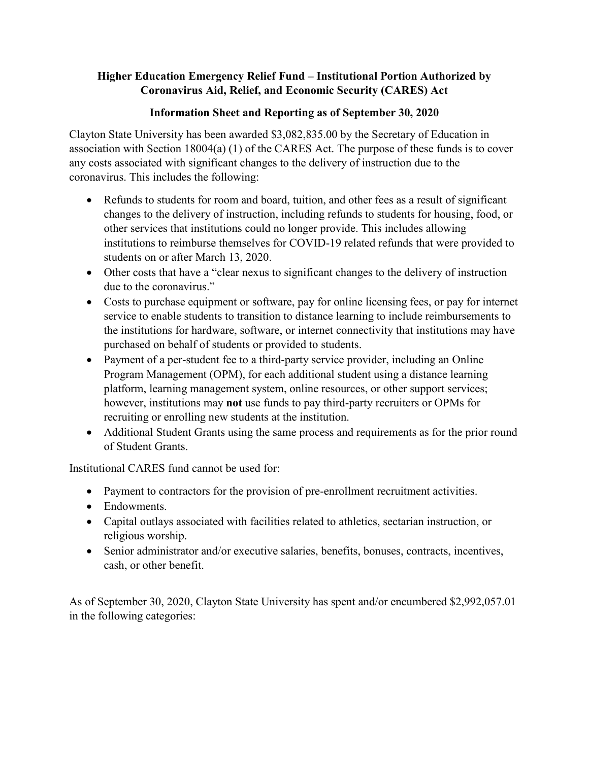**Higher Education Emergency Relief Fund – Institutional Portion Authorized by Coronavirus Aid, Relief, and Economic Security (CARES) Act**

**Information Sheet and Reporting as of September 30, 2020**

Clayton State University has been awarded $3,082,835.00 by the Secretary of Education in association with Section 18004(a) (1) of the CARES Act. The purpose of these funds is to cover any costs associated with significant changes to the delivery of instruction due to the coronavirus. This includes the following:

- Refunds to students for room and board, tuition, and other fees as a result of significant changes to the delivery of instruction, including refunds to students for housing, food, or other services that institutions could no longer provide. This includes allowing institutions to reimburse themselves for COVID-19 related refunds that were provided to students on or after March 13, 2020.
- Other costs that have a "clear nexus to significant changes to the delivery of instruction due to the coronavirus."
- Costs to purchase equipment or software, pay for online licensing fees, or pay for internet service to enable students to transition to distance learning to include reimbursements to the institutions for hardware, software, or internet connectivity that institutions may have purchased on behalf of students or provided to students.
- Payment of a per-student fee to a third-party service provider, including an Online Program Management (OPM), for each additional student using a distance learning platform, learning management system, online resources, or other support services; however, institutions may **not** use funds to pay third-party recruiters or OPMs for recruiting or enrolling new students at the institution.
- Additional Student Grants using the same process and requirements as for the prior round of Student Grants.

Institutional CARES fund cannot be used for:

- Payment to contractors for the provision of pre-enrollment recruitment activities.
- Endowments.
- Capital outlays associated with facilities related to athletics, sectarian instruction, or religious worship.
- Senior administrator and/or executive salaries, benefits, bonuses, contracts, incentives, cash, or other benefit.

As of September 30, 2020, Clayton State University has spent and/or encumbered $2,992,057.01 in the following categories: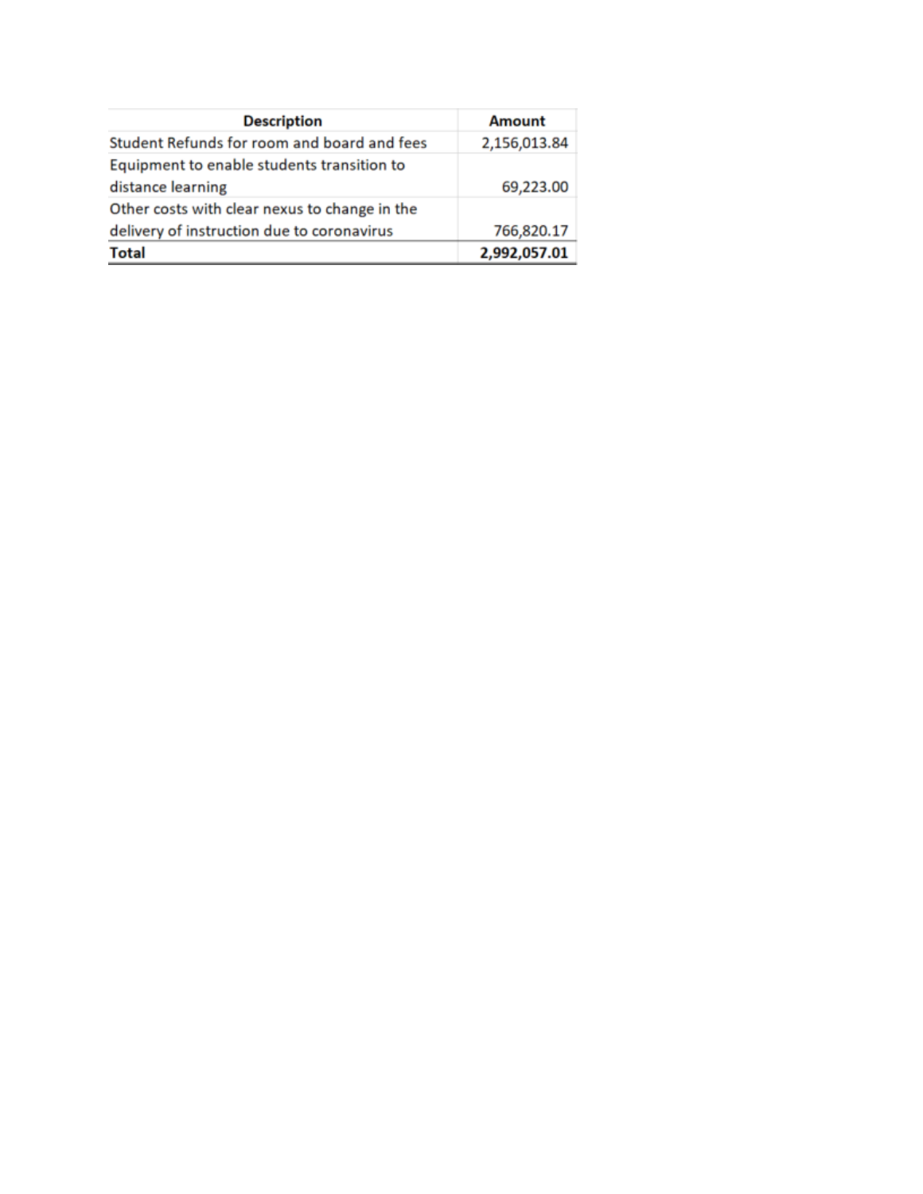| Description | Amount |
| --- | --- |
| Student Refunds for room and board and fees | 2,156,013.84 |
| Equipment to enable students transition to distance learning | 69,223.00 |
| Other costs with clear nexus to change in the delivery of instruction due to coronavirus | 766,820.17 |
| **Total** | **2,992,057.01** |